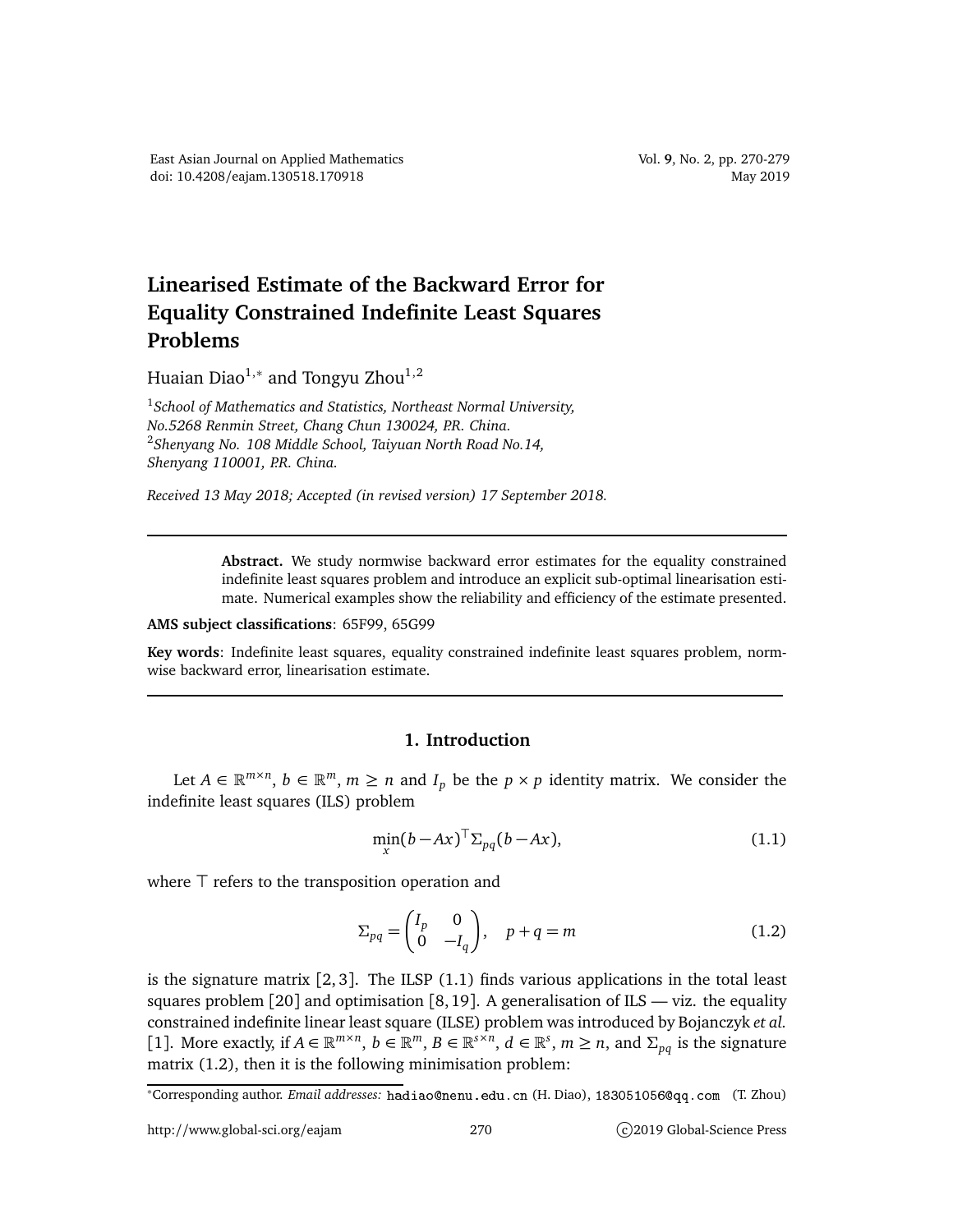# Linearised Estimate of the Backward Error for Equality Constrained Indefinite Least Squares Problems

Huaian Diao[1,*] and Tongyu Zhou[1,2]

[1] *School of Mathematics and Statistics, Northeast Normal University, No.5268 Renmin Street, Chang Chun 130024, P.R. China.*
[2] *Shenyang No. 108 Middle School, Taiyuan North Road No.14, Shenyang 110001, P.R. China.*

*Received 13 May 2018; Accepted (in revised version) 17 September 2018.*

---

**Abstract.** We study normwise backward error estimates for the equality constrained indefinite least squares problem and introduce an explicit sub-optimal linearisation estimate. Numerical examples show the reliability and efficiency of the estimate presented.

**AMS subject classifications**: 65F99, 65G99

**Key words**: Indefinite least squares, equality constrained indefinite least squares problem, normwise backward error, linearisation estimate.

---

## 1. Introduction

Let $A \in \mathbb{R}^{m\times n}$, $b \in \mathbb{R}^m$, $m \geq n$ and $I_p$ be the $p \times p$ identity matrix. We consider the indefinite least squares (ILS) problem

$$\min_x (b - Ax)^\top \Sigma_{pq}(b - Ax), \tag{1.1}$$

where $\top$ refers to the transposition operation and

$$\Sigma_{pq} = \begin{pmatrix} I_p & 0 \\ 0 & -I_q \end{pmatrix}, \quad p + q = m \tag{1.2}$$

is the signature matrix [2,3]. The ILSP (1.1) finds various applications in the total least squares problem [20] and optimisation [8,19]. A generalisation of ILS — viz. the equality constrained indefinite linear least square (ILSE) problem was introduced by Bojanczyk *et al.* [1]. More exactly, if $A \in \mathbb{R}^{m\times n}$, $b \in \mathbb{R}^m$, $B \in \mathbb{R}^{s\times n}$, $d \in \mathbb{R}^s$, $m \geq n$, and $\Sigma_{pq}$ is the signature matrix (1.2), then it is the following minimisation problem:

---

*Corresponding author. *Email addresses:* hadiao@nenu.edu.cn (H. Diao), 183051056@qq.com (T. Zhou)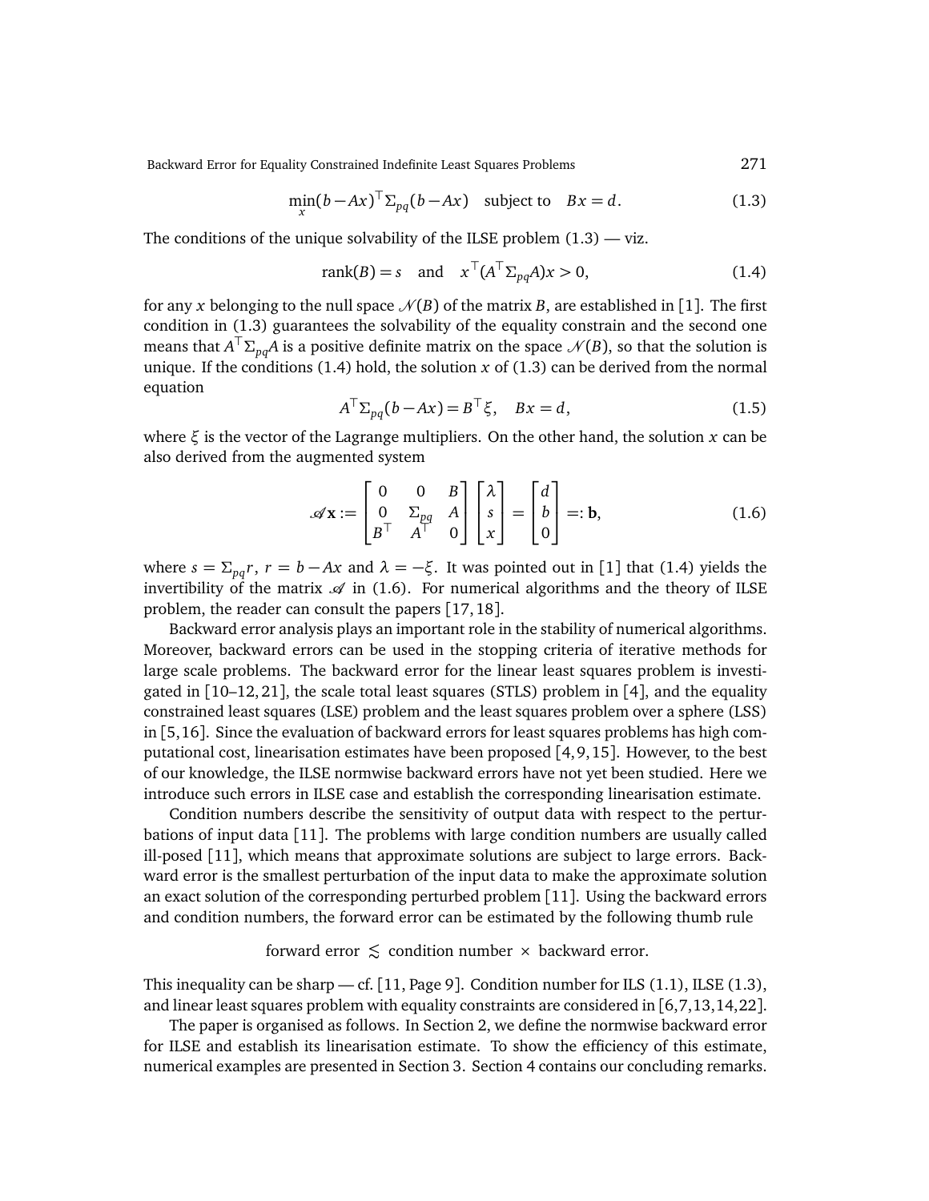$$\min_x (b - Ax)^\top \Sigma_{pq}(b - Ax) \quad \text{subject to} \quad Bx = d. \tag{1.3}$$

The conditions of the unique solvability of the ILSE problem (1.3) — viz.

$$\text{rank}(B) = s \quad \text{and} \quad x^\top (A^\top \Sigma_{pq} A)x > 0, \tag{1.4}$$

for any $x$ belonging to the null space $\mathscr{N}(B)$ of the matrix $B$, are established in [1]. The first condition in (1.3) guarantees the solvability of the equality constrain and the second one means that $A^\top \Sigma_{pq} A$ is a positive definite matrix on the space $\mathscr{N}(B)$, so that the solution is unique. If the conditions (1.4) hold, the solution $x$ of (1.3) can be derived from the normal equation

$$A^\top \Sigma_{pq}(b - Ax) = B^\top \xi, \quad Bx = d, \tag{1.5}$$

where $\xi$ is the vector of the Lagrange multipliers. On the other hand, the solution $x$ can be also derived from the augmented system

$$\mathscr{A}\mathbf{x} := \begin{bmatrix} 0 & 0 & B \\ 0 & \Sigma_{pq} & A \\ B^\top & A^\top & 0 \end{bmatrix} \begin{bmatrix} \lambda \\ s \\ x \end{bmatrix} = \begin{bmatrix} d \\ b \\ 0 \end{bmatrix} =: \mathbf{b}, \tag{1.6}$$

where $s = \Sigma_{pq} r$, $r = b - Ax$ and $\lambda = -\xi$. It was pointed out in [1] that (1.4) yields the invertibility of the matrix $\mathscr{A}$ in (1.6). For numerical algorithms and the theory of ILSE problem, the reader can consult the papers [17,18].

Backward error analysis plays an important role in the stability of numerical algorithms. Moreover, backward errors can be used in the stopping criteria of iterative methods for large scale problems. The backward error for the linear least squares problem is investigated in [10–12,21], the scale total least squares (STLS) problem in [4], and the equality constrained least squares (LSE) problem and the least squares problem over a sphere (LSS) in [5,16]. Since the evaluation of backward errors for least squares problems has high computational cost, linearisation estimates have been proposed [4,9,15]. However, to the best of our knowledge, the ILSE normwise backward errors have not yet been studied. Here we introduce such errors in ILSE case and establish the corresponding linearisation estimate.

Condition numbers describe the sensitivity of output data with respect to the perturbations of input data [11]. The problems with large condition numbers are usually called ill-posed [11], which means that approximate solutions are subject to large errors. Backward error is the smallest perturbation of the input data to make the approximate solution an exact solution of the corresponding perturbed problem [11]. Using the backward errors and condition numbers, the forward error can be estimated by the following thumb rule

$$\text{forward error} \lesssim \text{condition number} \times \text{backward error}.$$

This inequality can be sharp — cf. [11, Page 9]. Condition number for ILS (1.1), ILSE (1.3), and linear least squares problem with equality constraints are considered in [6,7,13,14,22].

The paper is organised as follows. In Section 2, we define the normwise backward error for ILSE and establish its linearisation estimate. To show the efficiency of this estimate, numerical examples are presented in Section 3. Section 4 contains our concluding remarks.